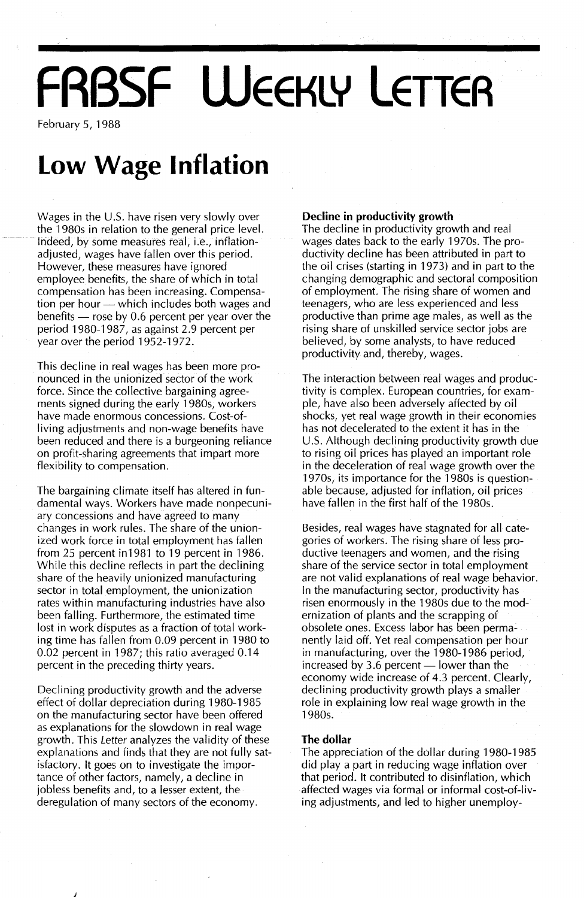# FRBSF Weekly Letter

February 5, 1988

# Low Wage Inflation

Wages in the U.S. have risen very slowly over the 1980s in relation to the general price level. Indeed, by some measures real, i.e., inflation-adjusted, wages have fallen over this period. However, these measures have ignored employee benefits, the share of which in total compensation has been increasing. Compensation per hour — which includes both wages and benefits — rose by 0.6 percent per year over the period 1980-1987, as against 2.9 percent per year over the period 1952-1972.

This decline in real wages has been more pronounced in the unionized sector of the work force. Since the collective bargaining agreements signed during the early 1980s, workers have made enormous concessions. Cost-of-living adjustments and non-wage benefits have been reduced and there is a burgeoning reliance on profit-sharing agreements that impart more flexibility to compensation.

The bargaining climate itself has altered in fundamental ways. Workers have made nonpecuniary concessions and have agreed to many changes in work rules. The share of the unionized work force in total employment has fallen from 25 percent in1981 to 19 percent in 1986. While this decline reflects in part the declining share of the heavily unionized manufacturing sector in total employment, the unionization rates within manufacturing industries have also been falling. Furthermore, the estimated time lost in work disputes as a fraction of total working time has fallen from 0.09 percent in 1980 to 0.02 percent in 1987; this ratio averaged 0.14 percent in the preceding thirty years.

Declining productivity growth and the adverse effect of dollar depreciation during 1980-1985 on the manufacturing sector have been offered as explanations for the slowdown in real wage growth. This *Letter* analyzes the validity of these explanations and finds that they are not fully satisfactory. It goes on to investigate the importance of other factors, namely, a decline in jobless benefits and, to a lesser extent, the deregulation of many sectors of the economy.

### Decline in productivity growth

The decline in productivity growth and real wages dates back to the early 1970s. The productivity decline has been attributed in part to the oil crises (starting in 1973) and in part to the changing demographic and sectoral composition of employment. The rising share of women and teenagers, who are less experienced and less productive than prime age males, as well as the rising share of unskilled service sector jobs are believed, by some analysts, to have reduced productivity and, thereby, wages.

The interaction between real wages and productivity is complex. European countries, for example, have also been adversely affected by oil shocks, yet real wage growth in their economies has not decelerated to the extent it has in the U.S. Although declining productivity growth due to rising oil prices has played an important role in the deceleration of real wage growth over the 1970s, its importance for the 1980s is questionable because, adjusted for inflation, oil prices have fallen in the first half of the 1980s.

Besides, real wages have stagnated for all categories of workers. The rising share of less productive teenagers and women, and the rising share of the service sector in total employment are not valid explanations of real wage behavior. In the manufacturing sector, productivity has risen enormously in the 1980s due to the modernization of plants and the scrapping of obsolete ones. Excess labor has been permanently laid off. Yet real compensation per hour in manufacturing, over the 1980-1986 period, increased by 3.6 percent — lower than the economy wide increase of 4.3 percent. Clearly, declining productivity growth plays a smaller role in explaining low real wage growth in the 1980s.

### The dollar

The appreciation of the dollar during 1980-1985 did play a part in reducing wage inflation over that period. It contributed to disinflation, which affected wages via formal or informal cost-of-living adjustments, and led to higher unemploy-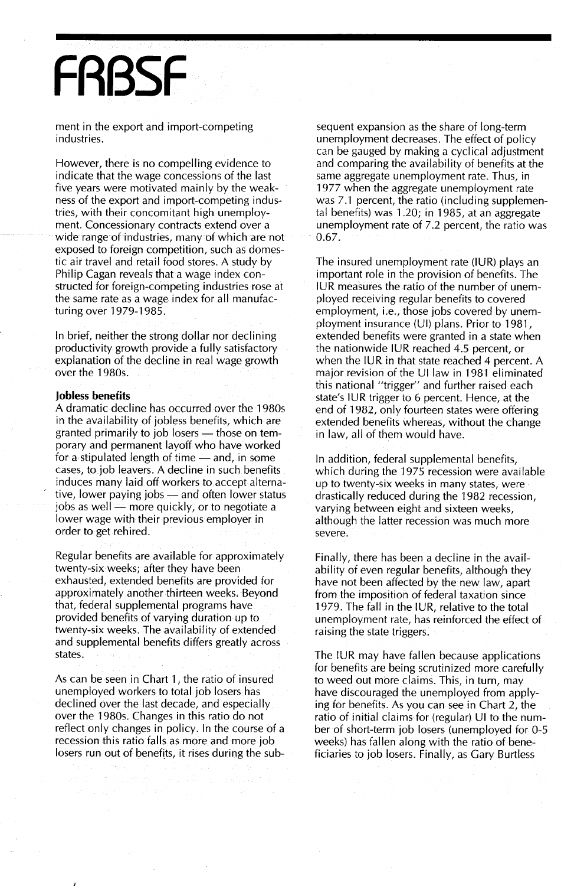ment in the export and import-competing industries.

However, there is no compelling evidence to indicate that the wage concessions of the last five years were motivated mainly by the weakness of the export and import-competing industries, with their concomitant high unemployment. Concessionary contracts extend over a wide range of industries, many of which are not exposed to foreign competition, such as domestic air travel and retail food stores. A study by Philip Cagan reveals that a wage index constructed for foreign-competing industries rose at the same rate as a wage index for all manufacturing over 1979-1985.

In brief, neither the strong dollar nor declining productivity growth provide a fully satisfactory explanation of the decline in real wage growth over the 1980s.

**Jobless benefits**

A dramatic decline has occurred over the 1980s in the availability of jobless benefits, which are granted primarily to job losers — those on temporary and permanent layoff who have worked for a stipulated length of time — and, in some cases, to job leavers. A decline in such benefits induces many laid off workers to accept alternative, lower paying jobs — and often lower status jobs as well — more quickly, or to negotiate a lower wage with their previous employer in order to get rehired.

Regular benefits are available for approximately twenty-six weeks; after they have been exhausted, extended benefits are provided for approximately another thirteen weeks. Beyond that, federal supplemental programs have provided benefits of varying duration up to twenty-six weeks. The availability of extended and supplemental benefits differs greatly across states.

As can be seen in Chart 1, the ratio of insured unemployed workers to total job losers has declined over the last decade, and especially over the 1980s. Changes in this ratio do not reflect only changes in policy. In the course of a recession this ratio falls as more and more job losers run out of benefits, it rises during the subsequent expansion as the share of long-term unemployment decreases. The effect of policy can be gauged by making a cyclical adjustment and comparing the availability of benefits at the same aggregate unemployment rate. Thus, in 1977 when the aggregate unemployment rate was 7.1 percent, the ratio (including supplemental benefits) was 1.20; in 1985, at an aggregate unemployment rate of 7.2 percent, the ratio was 0.67.

The insured unemployment rate (IUR) plays an important role in the provision of benefits. The IUR measures the ratio of the number of unemployed receiving regular benefits to covered employment, i.e., those jobs covered by unemployment insurance (UI) plans. Prior to 1981, extended benefits were granted in a state when the nationwide IUR reached 4.5 percent, or when the IUR in that state reached 4 percent. A major revision of the UI law in 1981 eliminated this national "trigger" and further raised each state's IUR trigger to 6 percent. Hence, at the end of 1982, only fourteen states were offering extended benefits whereas, without the change in law, all of them would have.

In addition, federal supplemental benefits, which during the 1975 recession were available up to twenty-six weeks in many states, were drastically reduced during the 1982 recession, varying between eight and sixteen weeks, although the latter recession was much more severe.

Finally, there has been a decline in the availability of even regular benefits, although they have not been affected by the new law, apart from the imposition of federal taxation since 1979. The fall in the IUR, relative to the total unemployment rate, has reinforced the effect of raising the state triggers.

The IUR may have fallen because applications for benefits are being scrutinized more carefully to weed out more claims. This, in turn, may have discouraged the unemployed from applying for benefits. As you can see in Chart 2, the ratio of initial claims for (regular) UI to the number of short-term job losers (unemployed for 0-5 weeks) has fallen along with the ratio of beneficiaries to job losers. Finally, as Gary Burtless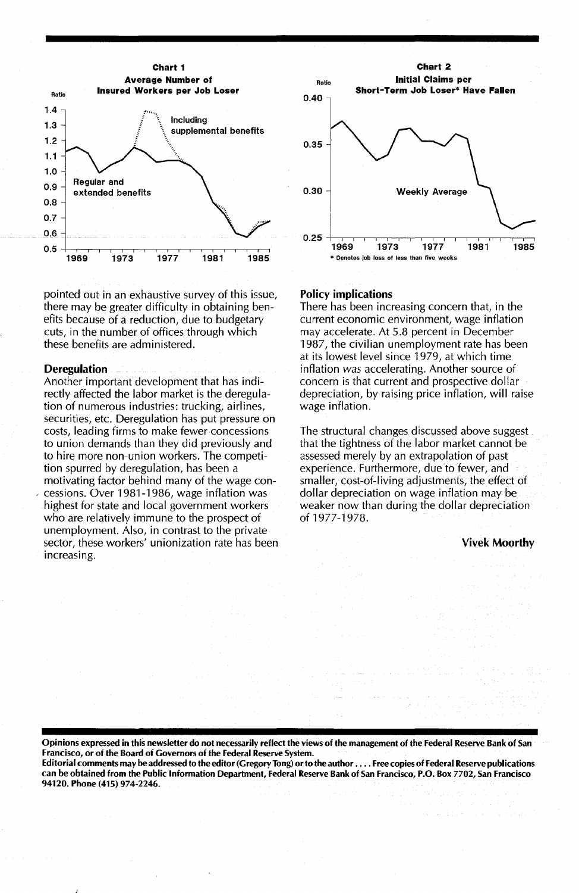**Chart 1**
**Average Number of Insured Workers per Job Loser**

**Chart 2**
**Initial Claims per Short-Term Job Loser* Have Fallen**

* Denotes job loss of less than five weeks

pointed out in an exhaustive survey of this issue, there may be greater difficulty in obtaining benefits because of a reduction, due to budgetary cuts, in the number of offices through which these benefits are administered.

## Deregulation

Another important development that has indirectly affected the labor market is the deregulation of numerous industries: trucking, airlines, securities, etc. Deregulation has put pressure on costs, leading firms to make fewer concessions to union demands than they did previously and to hire more non-union workers. The competition spurred by deregulation, has been a motivating factor behind many of the wage concessions. Over 1981-1986, wage inflation was highest for state and local government workers who are relatively immune to the prospect of unemployment. Also, in contrast to the private sector, these workers' unionization rate has been increasing.

## Policy implications

There has been increasing concern that, in the current economic environment, wage inflation may accelerate. At 5.8 percent in December 1987, the civilian unemployment rate has been at its lowest level since 1979, at which time inflation *was* accelerating. Another source of concern is that current and prospective dollar depreciation, by raising price inflation, will raise wage inflation.

The structural changes discussed above suggest that the tightness of the labor market cannot be assessed merely by an extrapolation of past experience. Furthermore, due to fewer, and smaller, cost-of-living adjustments, the effect of dollar depreciation on wage inflation may be weaker now than during the dollar depreciation of 1977-1978.

**Vivek Moorthy**

**Opinions expressed in this newsletter do not necessarily reflect the views of the management of the Federal Reserve Bank of San Francisco, or of the Board of Governors of the Federal Reserve System.**
**Editorial comments may be addressed to the editor (Gregory Tong) or to the author .... Free copies of Federal Reserve publications can be obtained from the Public Information Department, Federal Reserve Bank of San Francisco, P.O. Box 7702, San Francisco 94120. Phone (415) 974-2246.**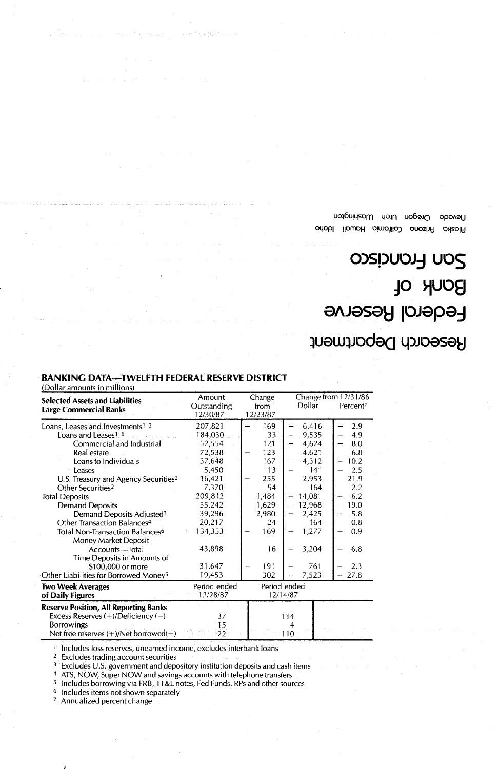Research Department

Federal Reserve

Bank of

San Francisco

Alaska Arizona California Hawaii Idaho
Nevada Oregon Utah Washington

## BANKING DATA—TWELFTH FEDERAL RESERVE DISTRICT

(Dollar amounts in millions)

| Selected Assets and Liabilities Large Commercial Banks | Amount Outstanding 12/30/87 | Change from 12/23/87 | Change from 12/31/86 Dollar | Percent[7] |
|---|---|---|---|---|
| Loans, Leases and Investments[1] [2] | 207,821 | − 169 | − 6,416 | − 2.9 |
| Loans and Leases[1] [6] | 184,030 | 33 | − 9,535 | − 4.9 |
| Commercial and Industrial | 52,554 | 121 | − 4,624 | − 8.0 |
| Real estate | 72,538 | − 123 | 4,621 | 6.8 |
| Loans to Individuals | 37,648 | 167 | − 4,312 | − 10.2 |
| Leases | 5,450 | 13 | − 141 | − 2.5 |
| U.S. Treasury and Agency Securities[2] | 16,421 | − 255 | 2,953 | 21.9 |
| Other Securities[2] | 7,370 | 54 | 164 | 2.2 |
| Total Deposits | 209,812 | 1,484 | − 14,081 | − 6.2 |
| Demand Deposits | 55,242 | 1,629 | − 12,968 | − 19.0 |
| Demand Deposits Adjusted[3] | 39,296 | 2,980 | − 2,425 | − 5.8 |
| Other Transaction Balances[4] | 20,217 | 24 | 164 | 0.8 |
| Total Non-Transaction Balances[6] | 134,353 | − 169 | − 1,277 | − 0.9 |
| Money Market Deposit Accounts—Total | 43,898 | 16 | − 3,204 | − 6.8 |
| Time Deposits in Amounts of $100,000 or more | 31,647 | − 191 | − 761 | − 2.3 |
| Other Liabilities for Borrowed Money[5] | 19,453 | 302 | − 7,523 | − 27.8 |

| Two Week Averages of Daily Figures | Period ended 12/28/87 | Period ended 12/14/87 |
|---|---|---|
| **Reserve Position, All Reporting Banks** | | |
| Excess Reserves (+)/Deficiency (−) | 37 | 114 |
| Borrowings | 15 | 4 |
| Net free reserves (+)/Net borrowed(−) | 22 | 110 |

[1] Includes loss reserves, unearned income, excludes interbank loans
[2] Excludes trading account securities
[3] Excludes U.S. government and depository institution deposits and cash items
[4] ATS, NOW, Super NOW and savings accounts with telephone transfers
[5] Includes borrowing via FRB, TT&L notes, Fed Funds, RPs and other sources
[6] Includes items not shown separately
[7] Annualized percent change